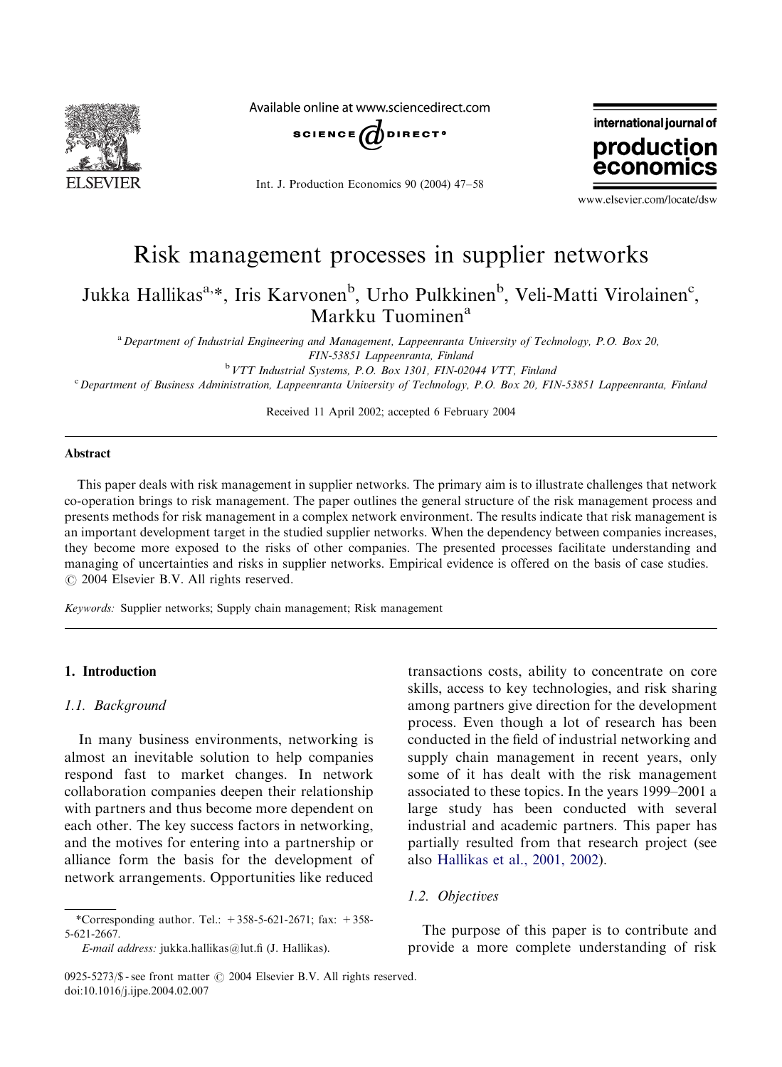# Risk management processes in supplier networks

Jukka Hallikas[a,*], Iris Karvonen[b], Urho Pulkkinen[b], Veli-Matti Virolainen[c], Markku Tuominen[a]

[a] *Department of Industrial Engineering and Management, Lappeenranta University of Technology, P.O. Box 20, FIN-53851 Lappeenranta, Finland*

[b] *VTT Industrial Systems, P.O. Box 1301, FIN-02044 VTT, Finland*

[c] *Department of Business Administration, Lappeenranta University of Technology, P.O. Box 20, FIN-53851 Lappeenranta, Finland*

Received 11 April 2002; accepted 6 February 2004

## Abstract

This paper deals with risk management in supplier networks. The primary aim is to illustrate challenges that network co-operation brings to risk management. The paper outlines the general structure of the risk management process and presents methods for risk management in a complex network environment. The results indicate that risk management is an important development target in the studied supplier networks. When the dependency between companies increases, they become more exposed to the risks of other companies. The presented processes facilitate understanding and managing of uncertainties and risks in supplier networks. Empirical evidence is offered on the basis of case studies.
© 2004 Elsevier B.V. All rights reserved.

*Keywords:* Supplier networks; Supply chain management; Risk management

## 1. Introduction

### 1.1. Background

In many business environments, networking is almost an inevitable solution to help companies respond fast to market changes. In network collaboration companies deepen their relationship with partners and thus become more dependent on each other. The key success factors in networking, and the motives for entering into a partnership or alliance form the basis for the development of network arrangements. Opportunities like reduced transactions costs, ability to concentrate on core skills, access to key technologies, and risk sharing among partners give direction for the development process. Even though a lot of research has been conducted in the field of industrial networking and supply chain management in recent years, only some of it has dealt with the risk management associated to these topics. In the years 1999–2001 a large study has been conducted with several industrial and academic partners. This paper has partially resulted from that research project (see also Hallikas et al., 2001, 2002).

### 1.2. Objectives

The purpose of this paper is to contribute and provide a more complete understanding of risk

---

*Corresponding author. Tel.: +358-5-621-2671; fax: +358-5-621-2667.
*E-mail address:* jukka.hallikas@lut.fi (J. Hallikas).

0925-5273/$ - see front matter © 2004 Elsevier B.V. All rights reserved.
doi:10.1016/j.ijpe.2004.02.007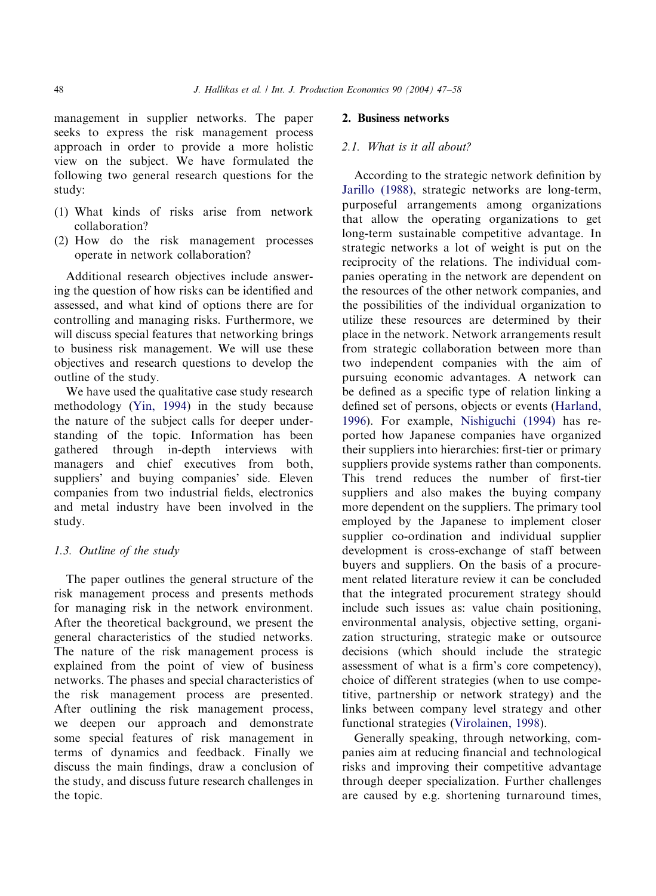management in supplier networks. The paper seeks to express the risk management process approach in order to provide a more holistic view on the subject. We have formulated the following two general research questions for the study:

(1) What kinds of risks arise from network collaboration?
(2) How do the risk management processes operate in network collaboration?

Additional research objectives include answering the question of how risks can be identified and assessed, and what kind of options there are for controlling and managing risks. Furthermore, we will discuss special features that networking brings to business risk management. We will use these objectives and research questions to develop the outline of the study.

We have used the qualitative case study research methodology (Yin, 1994) in the study because the nature of the subject calls for deeper understanding of the topic. Information has been gathered through in-depth interviews with managers and chief executives from both, suppliers' and buying companies' side. Eleven companies from two industrial fields, electronics and metal industry have been involved in the study.

### 1.3. Outline of the study

The paper outlines the general structure of the risk management process and presents methods for managing risk in the network environment. After the theoretical background, we present the general characteristics of the studied networks. The nature of the risk management process is explained from the point of view of business networks. The phases and special characteristics of the risk management process are presented. After outlining the risk management process, we deepen our approach and demonstrate some special features of risk management in terms of dynamics and feedback. Finally we discuss the main findings, draw a conclusion of the study, and discuss future research challenges in the topic.

## 2. Business networks

### 2.1. What is it all about?

According to the strategic network definition by Jarillo (1988), strategic networks are long-term, purposeful arrangements among organizations that allow the operating organizations to get long-term sustainable competitive advantage. In strategic networks a lot of weight is put on the reciprocity of the relations. The individual companies operating in the network are dependent on the resources of the other network companies, and the possibilities of the individual organization to utilize these resources are determined by their place in the network. Network arrangements result from strategic collaboration between more than two independent companies with the aim of pursuing economic advantages. A network can be defined as a specific type of relation linking a defined set of persons, objects or events (Harland, 1996). For example, Nishiguchi (1994) has reported how Japanese companies have organized their suppliers into hierarchies: first-tier or primary suppliers provide systems rather than components. This trend reduces the number of first-tier suppliers and also makes the buying company more dependent on the suppliers. The primary tool employed by the Japanese to implement closer supplier co-ordination and individual supplier development is cross-exchange of staff between buyers and suppliers. On the basis of a procurement related literature review it can be concluded that the integrated procurement strategy should include such issues as: value chain positioning, environmental analysis, objective setting, organization structuring, strategic make or outsource decisions (which should include the strategic assessment of what is a firm's core competency), choice of different strategies (when to use competitive, partnership or network strategy) and the links between company level strategy and other functional strategies (Virolainen, 1998).

Generally speaking, through networking, companies aim at reducing financial and technological risks and improving their competitive advantage through deeper specialization. Further challenges are caused by e.g. shortening turnaround times,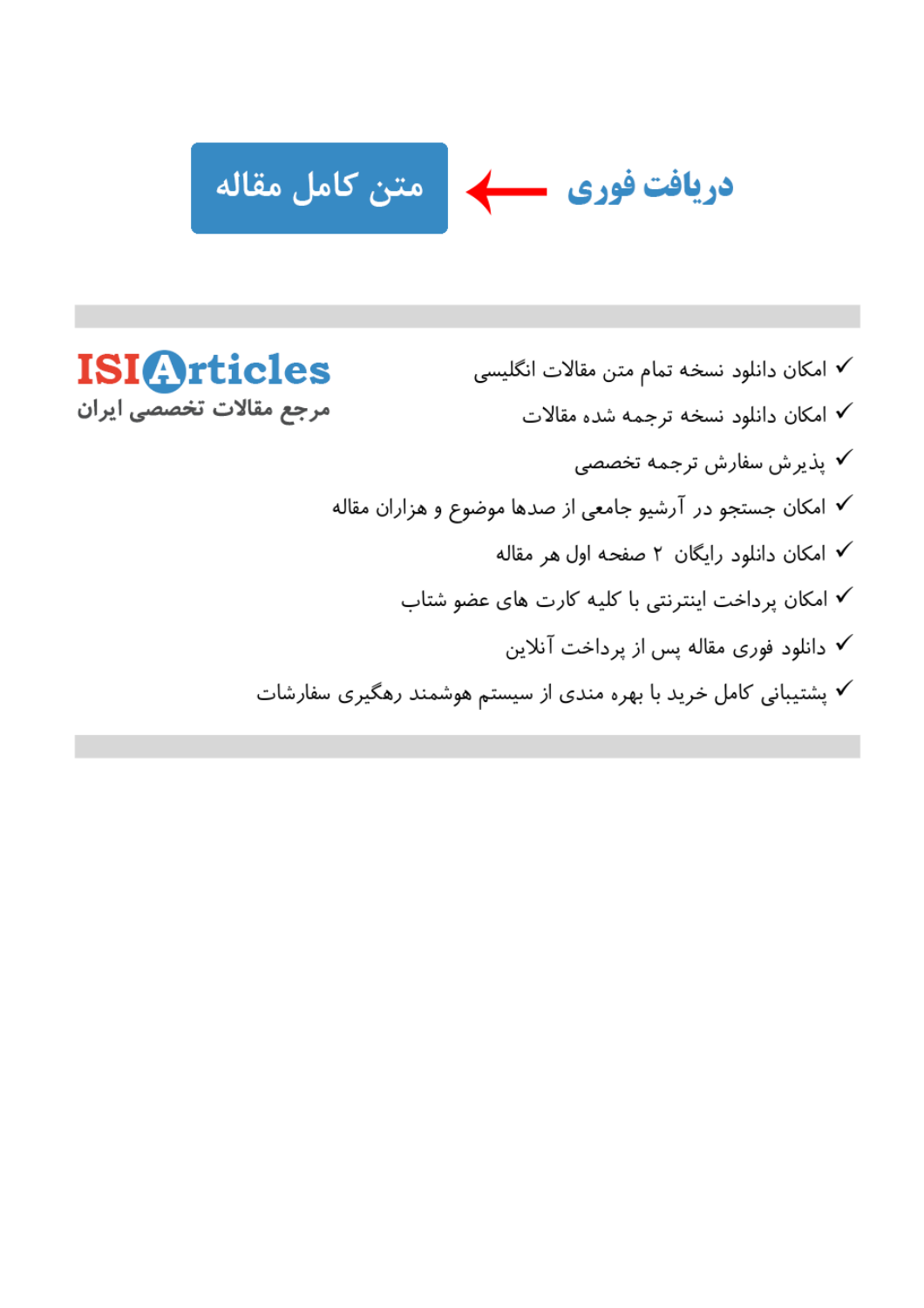دریافت فوری ← متن کامل مقاله

ISIArticles
مرجع مقالات تخصصی ایران

- ✓ امکان دانلود نسخه تمام متن مقالات انگلیسی
- ✓ امکان دانلود نسخه ترجمه شده مقالات
- ✓ پذیرش سفارش ترجمه تخصصی
- ✓ امکان جستجو در آرشیو جامعی از صدها موضوع و هزاران مقاله
- ✓ امکان دانلود رایگان ۲ صفحه اول هر مقاله
- ✓ امکان پرداخت اینترنتی با کلیه کارت های عضو شتاب
- ✓ دانلود فوری مقاله پس از پرداخت آنلاین
- ✓ پشتیبانی کامل خرید با بهره مندی از سیستم هوشمند رهگیری سفارشات